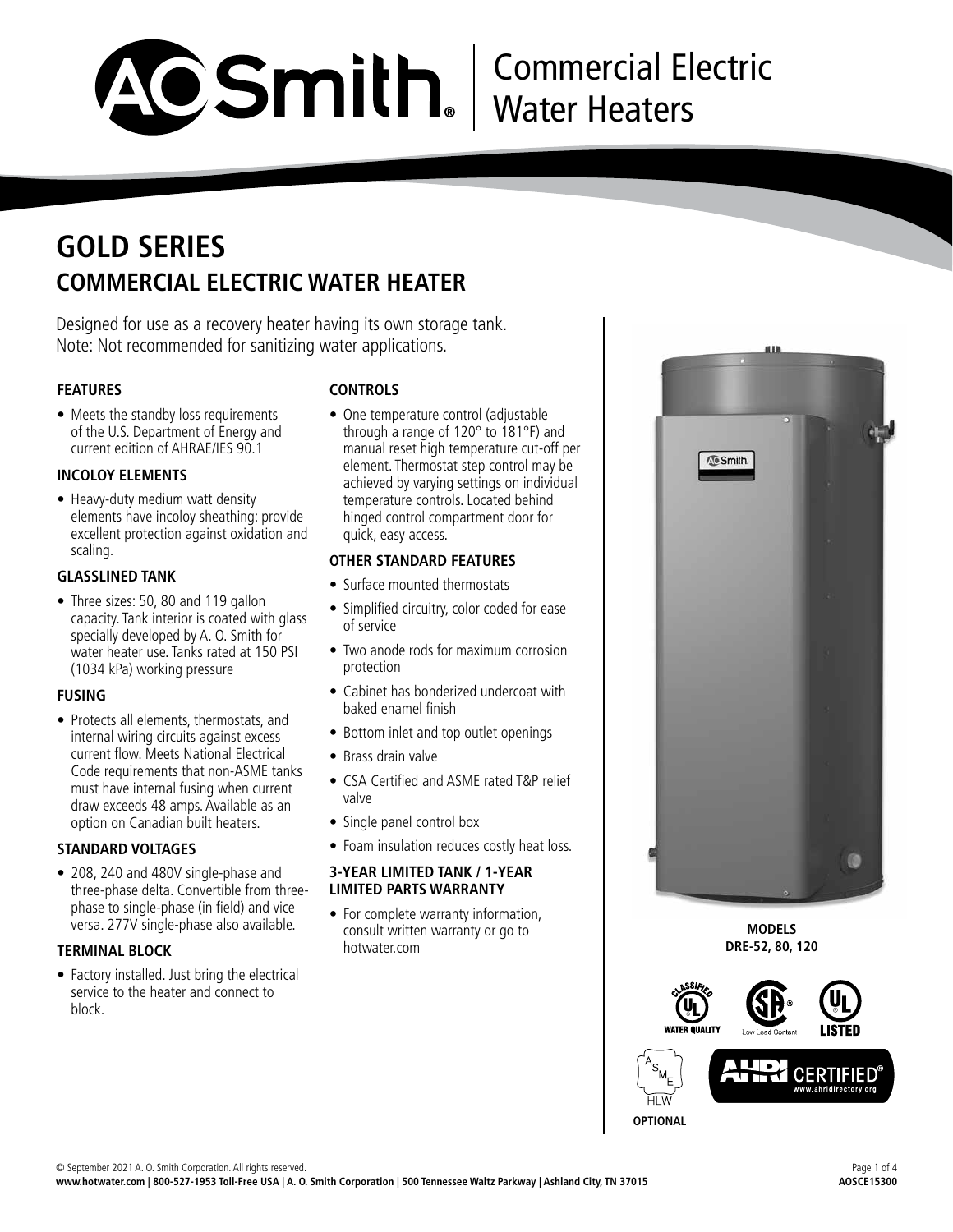# A.O. Smith Commercial Electric Water Heaters

## GOLD SERIES

## COMMERCIAL ELECTRIC WATER HEATER

Designed for use as a recovery heater having its own storage tank.
Note: Not recommended for sanitizing water applications.

### FEATURES

- Meets the standby loss requirements of the U.S. Department of Energy and current edition of AHRAE/IES 90.1

### INCOLOY ELEMENTS

- Heavy-duty medium watt density elements have incoloy sheathing: provide excellent protection against oxidation and scaling.

### GLASSLINED TANK

- Three sizes: 50, 80 and 119 gallon capacity. Tank interior is coated with glass specially developed by A. O. Smith for water heater use. Tanks rated at 150 PSI (1034 kPa) working pressure

### FUSING

- Protects all elements, thermostats, and internal wiring circuits against excess current flow. Meets National Electrical Code requirements that non-ASME tanks must have internal fusing when current draw exceeds 48 amps. Available as an option on Canadian built heaters.

### STANDARD VOLTAGES

- 208, 240 and 480V single-phase and three-phase delta. Convertible from three-phase to single-phase (in field) and vice versa. 277V single-phase also available.

### TERMINAL BLOCK

- Factory installed. Just bring the electrical service to the heater and connect to block.

### CONTROLS

- One temperature control (adjustable through a range of 120° to 181°F) and manual reset high temperature cut-off per element. Thermostat step control may be achieved by varying settings on individual temperature controls. Located behind hinged control compartment door for quick, easy access.

### OTHER STANDARD FEATURES

- Surface mounted thermostats
- Simplified circuitry, color coded for ease of service
- Two anode rods for maximum corrosion protection
- Cabinet has bonderized undercoat with baked enamel finish
- Bottom inlet and top outlet openings
- Brass drain valve
- CSA Certified and ASME rated T&P relief valve
- Single panel control box
- Foam insulation reduces costly heat loss.

### 3-YEAR LIMITED TANK / 1-YEAR LIMITED PARTS WARRANTY

- For complete warranty information, consult written warranty or go to hotwater.com

**MODELS DRE-52, 80, 120**

CLASSIFIED UL WATER QUALITY | SA Low Lead Content | UL LISTED | ASME HLW OPTIONAL | AHRI CERTIFIED www.ahridirectory.org

© September 2021 A. O. Smith Corporation. All rights reserved.
**www.hotwater.com | 800-527-1953 Toll-Free USA | A. O. Smith Corporation | 500 Tennessee Waltz Parkway | Ashland City, TN 37015**

**AOSCE15300**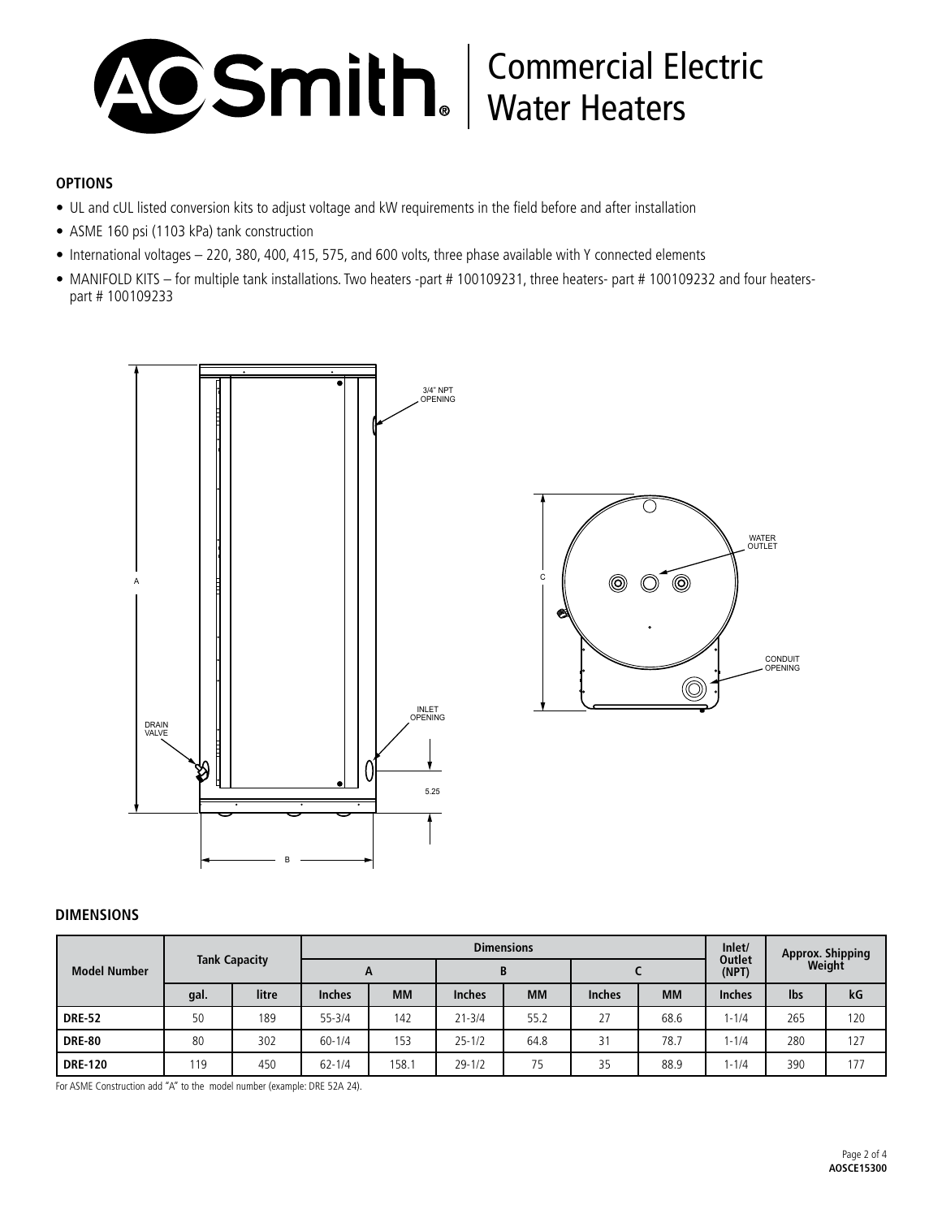# Commercial Electric Water Heaters

## OPTIONS

- UL and cUL listed conversion kits to adjust voltage and kW requirements in the field before and after installation
- ASME 160 psi (1103 kPa) tank construction
- International voltages – 220, 380, 400, 415, 575, and 600 volts, three phase available with Y connected elements
- MANIFOLD KITS – for multiple tank installations. Two heaters -part # 100109231, three heaters- part # 100109232 and four heaters- part # 100109233

3/4" NPT OPENING

WATER OUTLET

CONDUIT OPENING

INLET OPENING

DRAIN VALVE

5.25

## DIMENSIONS

| Model Number | Tank Capacity | | Dimensions | | | | | | Inlet/ Outlet (NPT) | Approx. Shipping Weight | |
|---|---|---|---|---|---|---|---|---|---|---|---|
| | | | A | | B | | C | | | | |
| | gal. | litre | Inches | MM | Inches | MM | Inches | MM | Inches | lbs | kG |
| **DRE-52** | 50 | 189 | 55-3/4 | 142 | 21-3/4 | 55.2 | 27 | 68.6 | 1-1/4 | 265 | 120 |
| **DRE-80** | 80 | 302 | 60-1/4 | 153 | 25-1/2 | 64.8 | 31 | 78.7 | 1-1/4 | 280 | 127 |
| **DRE-120** | 119 | 450 | 62-1/4 | 158.1 | 29-1/2 | 75 | 35 | 88.9 | 1-1/4 | 390 | 177 |

For ASME Construction add "A" to the model number (example: DRE 52A 24).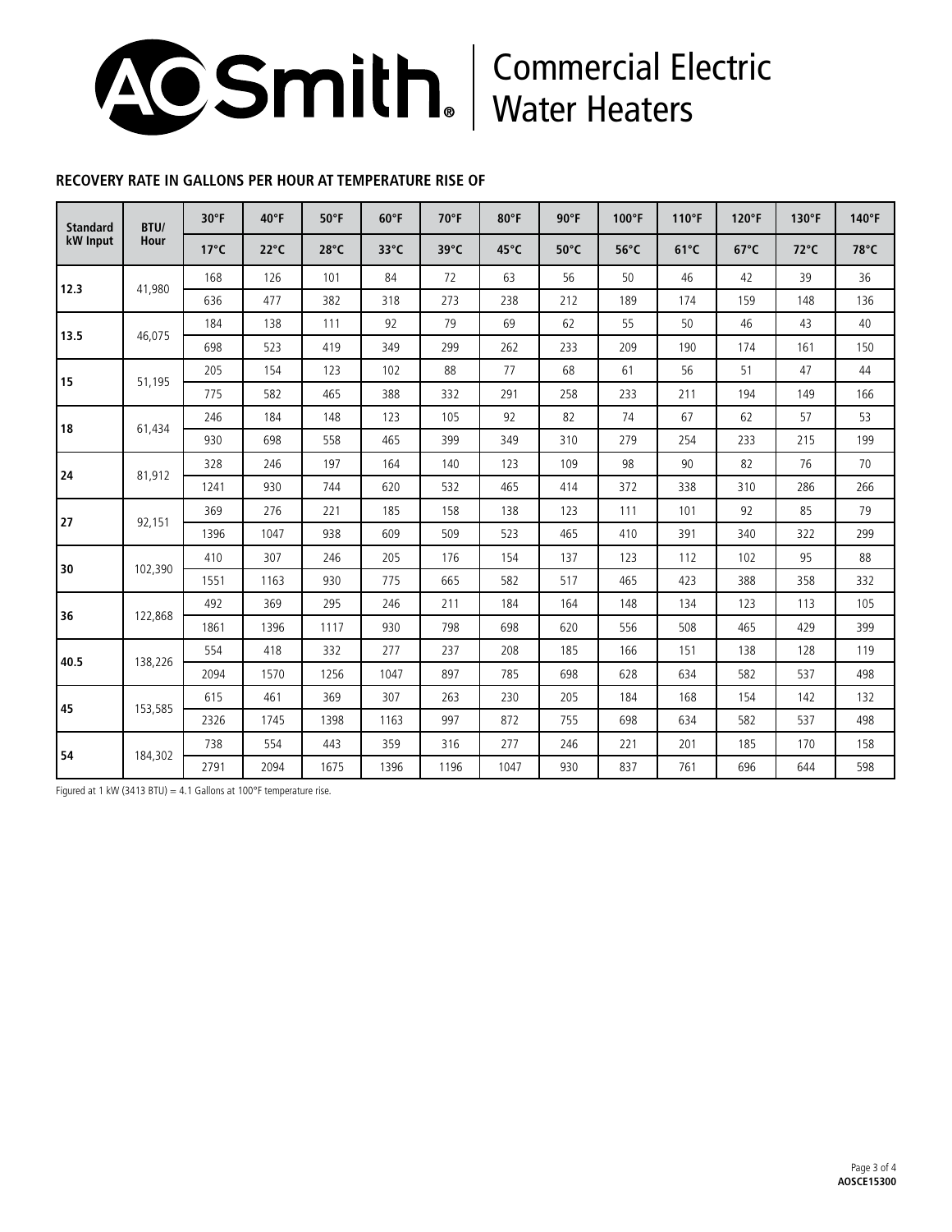# Commercial Electric Water Heaters

## RECOVERY RATE IN GALLONS PER HOUR AT TEMPERATURE RISE OF

| Standard kW Input | BTU/ Hour | 30°F | 40°F | 50°F | 60°F | 70°F | 80°F | 90°F | 100°F | 110°F | 120°F | 130°F | 140°F |
|---|---|---|---|---|---|---|---|---|---|---|---|---|---|
| | | 17°C | 22°C | 28°C | 33°C | 39°C | 45°C | 50°C | 56°C | 61°C | 67°C | 72°C | 78°C |
| **12.3** | 41,980 | 168 | 126 | 101 | 84 | 72 | 63 | 56 | 50 | 46 | 42 | 39 | 36 |
| | | 636 | 477 | 382 | 318 | 273 | 238 | 212 | 189 | 174 | 159 | 148 | 136 |
| **13.5** | 46,075 | 184 | 138 | 111 | 92 | 79 | 69 | 62 | 55 | 50 | 46 | 43 | 40 |
| | | 698 | 523 | 419 | 349 | 299 | 262 | 233 | 209 | 190 | 174 | 161 | 150 |
| **15** | 51,195 | 205 | 154 | 123 | 102 | 88 | 77 | 68 | 61 | 56 | 51 | 47 | 44 |
| | | 775 | 582 | 465 | 388 | 332 | 291 | 258 | 233 | 211 | 194 | 149 | 166 |
| **18** | 61,434 | 246 | 184 | 148 | 123 | 105 | 92 | 82 | 74 | 67 | 62 | 57 | 53 |
| | | 930 | 698 | 558 | 465 | 399 | 349 | 310 | 279 | 254 | 233 | 215 | 199 |
| **24** | 81,912 | 328 | 246 | 197 | 164 | 140 | 123 | 109 | 98 | 90 | 82 | 76 | 70 |
| | | 1241 | 930 | 744 | 620 | 532 | 465 | 414 | 372 | 338 | 310 | 286 | 266 |
| **27** | 92,151 | 369 | 276 | 221 | 185 | 158 | 138 | 123 | 111 | 101 | 92 | 85 | 79 |
| | | 1396 | 1047 | 938 | 609 | 509 | 523 | 465 | 410 | 391 | 340 | 322 | 299 |
| **30** | 102,390 | 410 | 307 | 246 | 205 | 176 | 154 | 137 | 123 | 112 | 102 | 95 | 88 |
| | | 1551 | 1163 | 930 | 775 | 665 | 582 | 517 | 465 | 423 | 388 | 358 | 332 |
| **36** | 122,868 | 492 | 369 | 295 | 246 | 211 | 184 | 164 | 148 | 134 | 123 | 113 | 105 |
| | | 1861 | 1396 | 1117 | 930 | 798 | 698 | 620 | 556 | 508 | 465 | 429 | 399 |
| **40.5** | 138,226 | 554 | 418 | 332 | 277 | 237 | 208 | 185 | 166 | 151 | 138 | 128 | 119 |
| | | 2094 | 1570 | 1256 | 1047 | 897 | 785 | 698 | 628 | 634 | 582 | 537 | 498 |
| **45** | 153,585 | 615 | 461 | 369 | 307 | 263 | 230 | 205 | 184 | 168 | 154 | 142 | 132 |
| | | 2326 | 1745 | 1398 | 1163 | 997 | 872 | 755 | 698 | 634 | 582 | 537 | 498 |
| **54** | 184,302 | 738 | 554 | 443 | 359 | 316 | 277 | 246 | 221 | 201 | 185 | 170 | 158 |
| | | 2791 | 2094 | 1675 | 1396 | 1196 | 1047 | 930 | 837 | 761 | 696 | 644 | 598 |

Figured at 1 kW (3413 BTU) = 4.1 Gallons at 100°F temperature rise.

**AOSCE15300**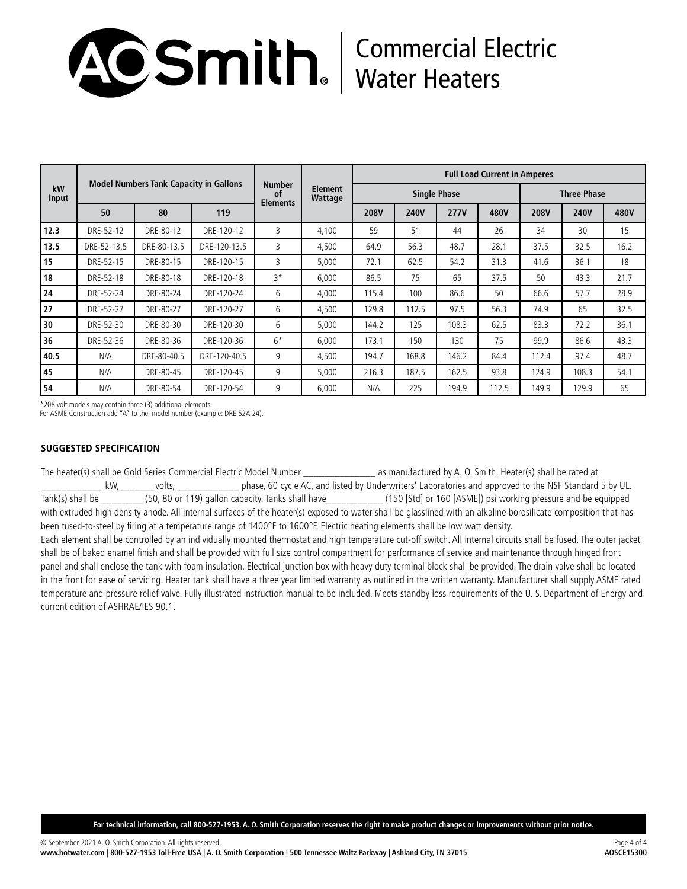# A.O. Smith | Commercial Electric Water Heaters

| kW Input | Model Numbers Tank Capacity in Gallons | | | Number of Elements | Element Wattage | Full Load Current in Amperes | | | | | | |
|---|---|---|---|---|---|---|---|---|---|---|---|---|
| | | | | | | Single Phase | | | | Three Phase | | |
| | 50 | 80 | 119 | | | 208V | 240V | 277V | 480V | 208V | 240V | 480V |
| 12.3 | DRE-52-12 | DRE-80-12 | DRE-120-12 | 3 | 4,100 | 59 | 51 | 44 | 26 | 34 | 30 | 15 |
| 13.5 | DRE-52-13.5 | DRE-80-13.5 | DRE-120-13.5 | 3 | 4,500 | 64.9 | 56.3 | 48.7 | 28.1 | 37.5 | 32.5 | 16.2 |
| 15 | DRE-52-15 | DRE-80-15 | DRE-120-15 | 3 | 5,000 | 72.1 | 62.5 | 54.2 | 31.3 | 41.6 | 36.1 | 18 |
| 18 | DRE-52-18 | DRE-80-18 | DRE-120-18 | 3* | 6,000 | 86.5 | 75 | 65 | 37.5 | 50 | 43.3 | 21.7 |
| 24 | DRE-52-24 | DRE-80-24 | DRE-120-24 | 6 | 4,000 | 115.4 | 100 | 86.6 | 50 | 66.6 | 57.7 | 28.9 |
| 27 | DRE-52-27 | DRE-80-27 | DRE-120-27 | 6 | 4,500 | 129.8 | 112.5 | 97.5 | 56.3 | 74.9 | 65 | 32.5 |
| 30 | DRE-52-30 | DRE-80-30 | DRE-120-30 | 6 | 5,000 | 144.2 | 125 | 108.3 | 62.5 | 83.3 | 72.2 | 36.1 |
| 36 | DRE-52-36 | DRE-80-36 | DRE-120-36 | 6* | 6,000 | 173.1 | 150 | 130 | 75 | 99.9 | 86.6 | 43.3 |
| 40.5 | N/A | DRE-80-40.5 | DRE-120-40.5 | 9 | 4,500 | 194.7 | 168.8 | 146.2 | 84.4 | 112.4 | 97.4 | 48.7 |
| 45 | N/A | DRE-80-45 | DRE-120-45 | 9 | 5,000 | 216.3 | 187.5 | 162.5 | 93.8 | 124.9 | 108.3 | 54.1 |
| 54 | N/A | DRE-80-54 | DRE-120-54 | 9 | 6,000 | N/A | 225 | 194.9 | 112.5 | 149.9 | 129.9 | 65 |

*208 volt models may contain three (3) additional elements.
For ASME Construction add "A" to the model number (example: DRE 52A 24).

## SUGGESTED SPECIFICATION

The heater(s) shall be Gold Series Commercial Electric Model Number _______________ as manufactured by A. O. Smith. Heater(s) shall be rated at _____________ kW,________volts, _____________ phase, 60 cycle AC, and listed by Underwriters' Laboratories and approved to the NSF Standard 5 by UL. Tank(s) shall be _________ (50, 80 or 119) gallon capacity. Tanks shall have____________ (150 [Std] or 160 [ASME]) psi working pressure and be equipped with extruded high density anode. All internal surfaces of the heater(s) exposed to water shall be glasslined with an alkaline borosilicate composition that has been fused-to-steel by firing at a temperature range of 1400°F to 1600°F. Electric heating elements shall be low watt density.

Each element shall be controlled by an individually mounted thermostat and high temperature cut-off switch. All internal circuits shall be fused. The outer jacket shall be of baked enamel finish and shall be provided with full size control compartment for performance of service and maintenance through hinged front panel and shall enclose the tank with foam insulation. Electrical junction box with heavy duty terminal block shall be provided. The drain valve shall be located in the front for ease of servicing. Heater tank shall have a three year limited warranty as outlined in the written warranty. Manufacturer shall supply ASME rated temperature and pressure relief valve. Fully illustrated instruction manual to be included. Meets standby loss requirements of the U. S. Department of Energy and current edition of ASHRAE/IES 90.1.

**For technical information, call 800-527-1953. A. O. Smith Corporation reserves the right to make product changes or improvements without prior notice.**

© September 2021 A. O. Smith Corporation. All rights reserved.

**www.hotwater.com | 800-527-1953 Toll-Free USA | A. O. Smith Corporation | 500 Tennessee Waltz Parkway | Ashland City, TN 37015**

**AOSCE15300**